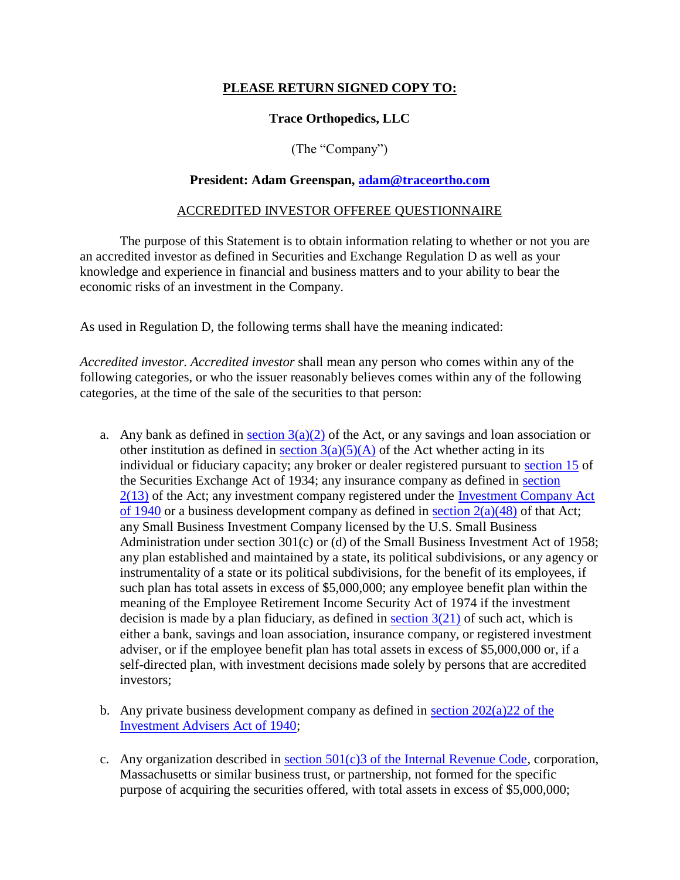**PLEASE RETURN SIGNED COPY TO:**

**Trace Orthopedics, LLC**

(The "Company")

**President: Adam Greenspan, [adam@traceortho.com](mailto:adam@traceortho.com)**

ACCREDITED INVESTOR OFFEREE QUESTIONNAIRE

The purpose of this Statement is to obtain information relating to whether or not you are an accredited investor as defined in Securities and Exchange Regulation D as well as your knowledge and experience in financial and business matters and to your ability to bear the economic risks of an investment in the Company.

As used in Regulation D, the following terms shall have the meaning indicated:

*Accredited investor. Accredited investor* shall mean any person who comes within any of the following categories, or who the issuer reasonably believes comes within any of the following categories, at the time of the sale of the securities to that person:

a. Any bank as defined in section 3(a)(2) of the Act, or any savings and loan association or other institution as defined in section 3(a)(5)(A) of the Act whether acting in its individual or fiduciary capacity; any broker or dealer registered pursuant to section 15 of the Securities Exchange Act of 1934; any insurance company as defined in section 2(13) of the Act; any investment company registered under the Investment Company Act of 1940 or a business development company as defined in section 2(a)(48) of that Act; any Small Business Investment Company licensed by the U.S. Small Business Administration under section 301(c) or (d) of the Small Business Investment Act of 1958; any plan established and maintained by a state, its political subdivisions, or any agency or instrumentality of a state or its political subdivisions, for the benefit of its employees, if such plan has total assets in excess of $5,000,000; any employee benefit plan within the meaning of the Employee Retirement Income Security Act of 1974 if the investment decision is made by a plan fiduciary, as defined in section 3(21) of such act, which is either a bank, savings and loan association, insurance company, or registered investment adviser, or if the employee benefit plan has total assets in excess of $5,000,000 or, if a self-directed plan, with investment decisions made solely by persons that are accredited investors;

b. Any private business development company as defined in section 202(a)22 of the Investment Advisers Act of 1940;

c. Any organization described in section 501(c)3 of the Internal Revenue Code, corporation, Massachusetts or similar business trust, or partnership, not formed for the specific purpose of acquiring the securities offered, with total assets in excess of $5,000,000;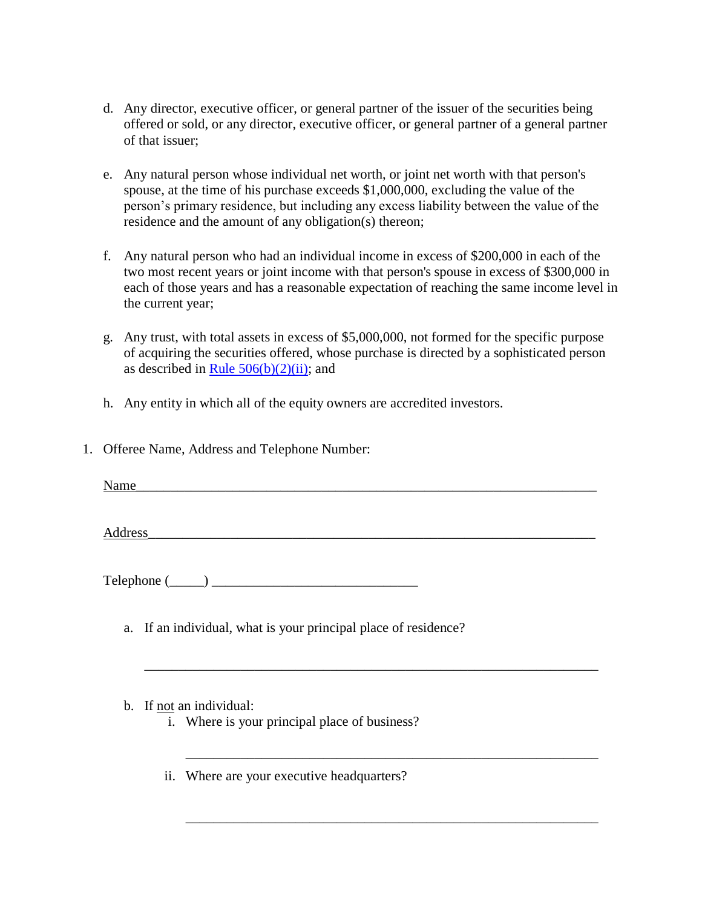d. Any director, executive officer, or general partner of the issuer of the securities being offered or sold, or any director, executive officer, or general partner of a general partner of that issuer;

e. Any natural person whose individual net worth, or joint net worth with that person's spouse, at the time of his purchase exceeds $1,000,000, excluding the value of the person's primary residence, but including any excess liability between the value of the residence and the amount of any obligation(s) thereon;

f. Any natural person who had an individual income in excess of $200,000 in each of the two most recent years or joint income with that person's spouse in excess of $300,000 in each of those years and has a reasonable expectation of reaching the same income level in the current year;

g. Any trust, with total assets in excess of $5,000,000, not formed for the specific purpose of acquiring the securities offered, whose purchase is directed by a sophisticated person as described in Rule 506(b)(2)(ii); and

h. Any entity in which all of the equity owners are accredited investors.

1. Offeree Name, Address and Telephone Number:

   Name_____________________________________________________________________

   Address___________________________________________________________________

   Telephone (_____) ______________________________

   a. If an individual, what is your principal place of residence?

      ____________________________________________________________________

   b. If not an individual:

      i. Where is your principal place of business?

         ______________________________________________________________

      ii. Where are your executive headquarters?

         ______________________________________________________________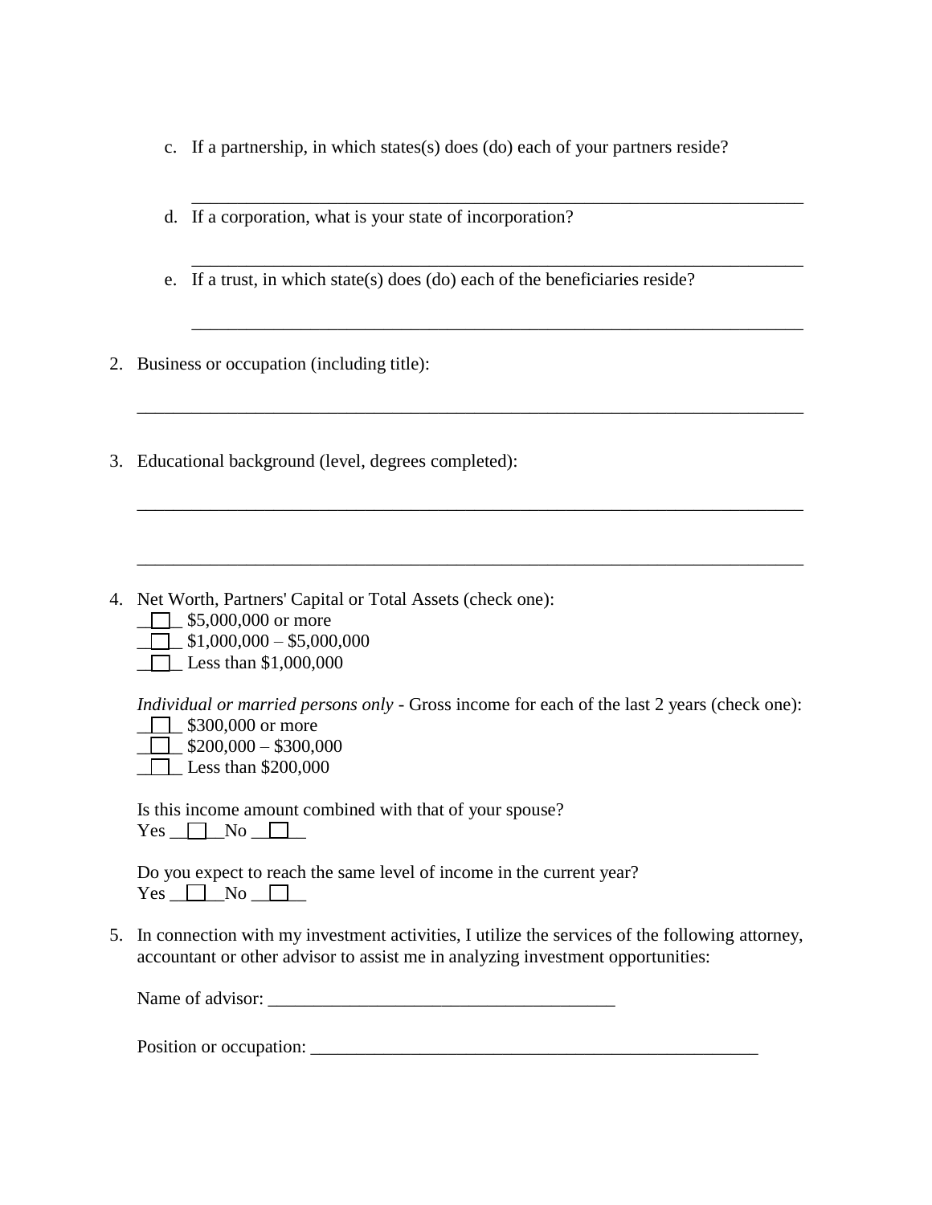c. If a partnership, in which states(s) does (do) each of your partners reside?

   ______________________________________________________________________

d. If a corporation, what is your state of incorporation?

   ______________________________________________________________________

e. If a trust, in which state(s) does (do) each of the beneficiaries reside?

   ______________________________________________________________________

2. Business or occupation (including title):

   ___________________________________________________________________________

3. Educational background (level, degrees completed):

   ___________________________________________________________________________

   ___________________________________________________________________________

4. Net Worth, Partners' Capital or Total Assets (check one):
   ☐ $5,000,000 or more
   ☐ $1,000,000 – $5,000,000
   ☐ Less than $1,000,000

   *Individual or married persons only* - Gross income for each of the last 2 years (check one):
   ☐ $300,000 or more
   ☐ $200,000 – $300,000
   ☐ Less than $200,000

   Is this income amount combined with that of your spouse?
   Yes ☐ No ☐

   Do you expect to reach the same level of income in the current year?
   Yes ☐ No ☐

5. In connection with my investment activities, I utilize the services of the following attorney, accountant or other advisor to assist me in analyzing investment opportunities:

   Name of advisor: ______________________________________

   Position or occupation: __________________________________________________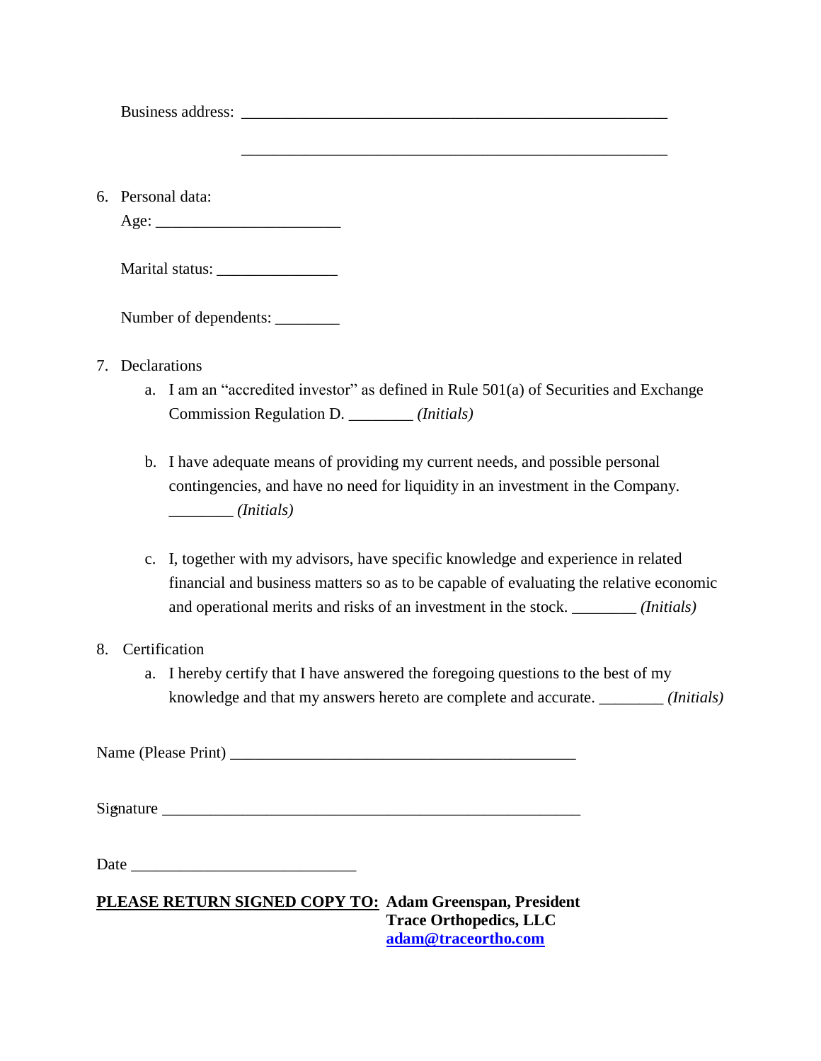Business address: ____________________________________________________

____________________________________________________

6. Personal data:

   Age: ______________________

   Marital status: _______________

   Number of dependents: ________

7. Declarations

   a. I am an "accredited investor" as defined in Rule 501(a) of Securities and Exchange Commission Regulation D. ________ *(Initials)*

   b. I have adequate means of providing my current needs, and possible personal contingencies, and have no need for liquidity in an investment in the Company. ________ *(Initials)*

   c. I, together with my advisors, have specific knowledge and experience in related financial and business matters so as to be capable of evaluating the relative economic and operational merits and risks of an investment in the stock. ________ *(Initials)*

8. Certification

   a. I hereby certify that I have answered the foregoing questions to the best of my knowledge and that my answers hereto are complete and accurate. ________ *(Initials)*

Name (Please Print) ____________________________________________

Signature ______________________________________________________

Date ____________________________

**PLEASE RETURN SIGNED COPY TO:** **Adam Greenspan, President**
**Trace Orthopedics, LLC**
**adam@traceortho.com**